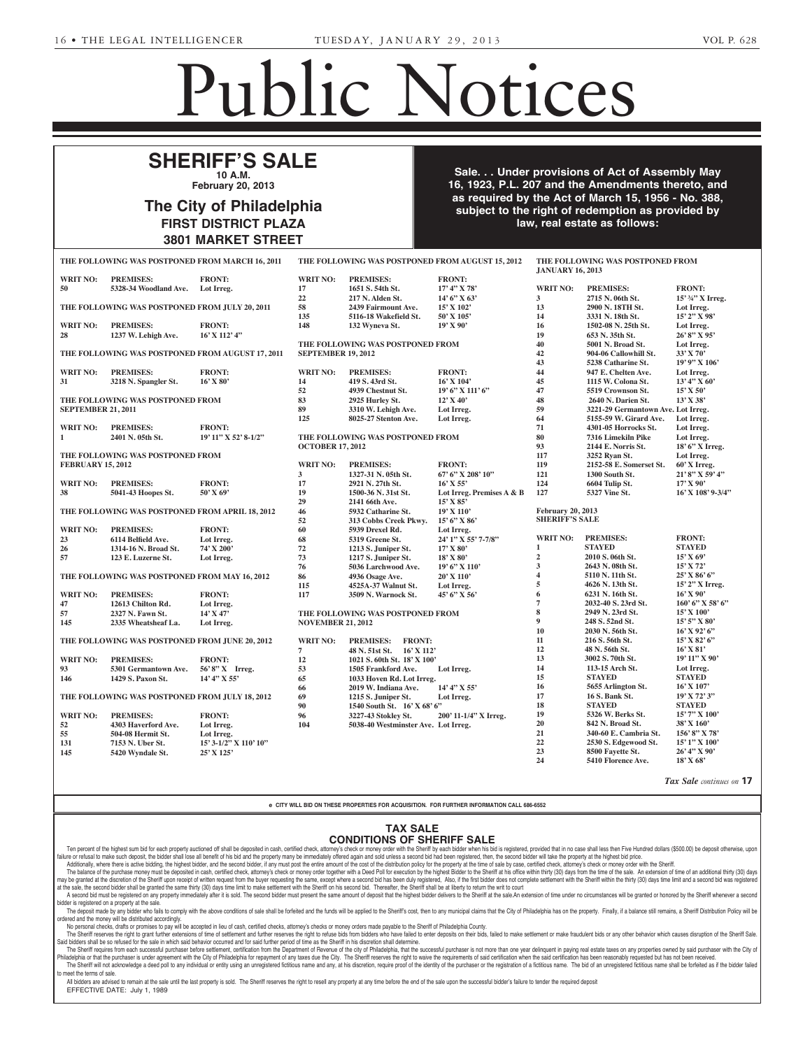# Public Notices

## SHERIFF'S SALE

**10 A.M.**
**February 20, 2013**

### The City of Philadelphia
**FIRST DISTRICT PLAZA**
**3801 MARKET STREET**

**Sale. . . Under provisions of Act of Assembly May 16, 1923, P.L. 207 and the Amendments thereto, and as required by the Act of March 15, 1956 - No. 388, subject to the right of redemption as provided by law, real estate as follows:**

**THE FOLLOWING WAS POSTPONED FROM MARCH 16, 2011**

| WRIT NO: | PREMISES: | FRONT: |
|---|---|---|
| 50 | 5328-34 Woodland Ave. | Lot Irreg. |

**THE FOLLOWING WAS POSTPONED FROM JULY 20, 2011**

| WRIT NO: | PREMISES: | FRONT: |
|---|---|---|
| 28 | 1237 W. Lehigh Ave. | 16' X 112' 4" |

**THE FOLLOWING WAS POSTPONED FROM AUGUST 17, 2011**

| WRIT NO: | PREMISES: | FRONT: |
|---|---|---|
| 31 | 3218 N. Spangler St. | 16' X 80' |

**THE FOLLOWING WAS POSTPONED FROM SEPTEMBER 21, 2011**

| WRIT NO: | PREMISES: | FRONT: |
|---|---|---|
| 1 | 2401 N. 05th St. | 19' 11" X 52' 8-1/2" |

**THE FOLLOWING WAS POSTPONED FROM FEBRUARY 15, 2012**

| WRIT NO: | PREMISES: | FRONT: |
|---|---|---|
| 38 | 5041-43 Hoopes St. | 50' X 69' |

**THE FOLLOWING WAS POSTPONED FROM APRIL 18, 2012**

| WRIT NO: | PREMISES: | FRONT: |
|---|---|---|
| 23 | 6114 Belfield Ave. | Lot Irreg. |
| 26 | 1314-16 N. Broad St. | 74' X 200' |
| 57 | 123 E. Luzerne St. | Lot Irreg. |

**THE FOLLOWING WAS POSTPONED FROM MAY 16, 2012**

| WRIT NO: | PREMISES: | FRONT: |
|---|---|---|
| 47 | 12613 Chilton Rd. | Lot Irreg. |
| 57 | 2327 N. Fawn St. | 14' X 47' |
| 145 | 2335 Wheatsheaf La. | Lot Irreg. |

**THE FOLLOWING WAS POSTPONED FROM JUNE 20, 2012**

| WRIT NO: | PREMISES: | FRONT: |
|---|---|---|
| 93 | 5301 Germantown Ave. | 56' 8" X Irreg. |
| 146 | 1429 S. Paxon St. | 14' 4" X 55' |

**THE FOLLOWING WAS POSTPONED FROM JULY 18, 2012**

| WRIT NO: | PREMISES: | FRONT: |
|---|---|---|
| 52 | 4303 Haverford Ave. | Lot Irreg. |
| 55 | 504-08 Hermit St. | Lot Irreg. |
| 131 | 7153 N. Uber St. | 15' 3-1/2" X 110' 10" |
| 145 | 5420 Wyndale St. | 25' X 125' |

**THE FOLLOWING WAS POSTPONED FROM AUGUST 15, 2012**

| WRIT NO: | PREMISES: | FRONT: |
|---|---|---|
| 17 | 1651 S. 54th St. | 17' 4" X 78' |
| 22 | 217 N. Alden St. | 14' 6" X 63' |
| 58 | 2439 Fairmount Ave. | 15' X 102' |
| 135 | 5116-18 Wakefield St. | 50' X 105' |
| 148 | 132 Wyneva St. | 19' X 90' |

**THE FOLLOWING WAS POSTPONED FROM SEPTEMBER 19, 2012**

| WRIT NO: | PREMISES: | FRONT: |
|---|---|---|
| 14 | 419 S. 43rd St. | 16' X 104' |
| 52 | 4939 Chestnut St. | 19' 6" X 111' 6" |
| 83 | 2925 Hurley St. | 12' X 40' |
| 89 | 3310 W. Lehigh Ave. | Lot Irreg. |
| 125 | 8025-27 Stenton Ave. | Lot Irreg. |

**THE FOLLOWING WAS POSTPONED FROM OCTOBER 17, 2012**

| WRIT NO: | PREMISES: | FRONT: |
|---|---|---|
| 3 | 1327-31 N. 05th St. | 67' 6" X 208' 10" |
| 17 | 2921 N. 27th St. | 16' X 55' |
| 19 | 1500-36 N. 31st St. | Lot Irreg. Premises A & B |
| 29 | 2141 66th Ave. | 15' X 85' |
| 46 | 5932 Catharine St. | 19' X 110' |
| 52 | 313 Cobbs Creek Pkwy. | 15' 6" X 86' |
| 60 | 5939 Drexel Rd. | Lot Irreg. |
| 68 | 5319 Greene St. | 24' 1" X 55' 7-7/8" |
| 72 | 1213 S. Juniper St. | 17' X 80' |
| 73 | 1217 S. Juniper St. | 18' X 80' |
| 76 | 5036 Larchwood Ave. | 19' 6" X 110' |
| 86 | 4936 Osage Ave. | 20' X 110' |
| 115 | 4525A-37 Walnut St. | Lot Irreg. |
| 117 | 3509 N. Warnock St. | 45' 6" X 56' |

**THE FOLLOWING WAS POSTPONED FROM NOVEMBER 21, 2012**

| WRIT NO: | PREMISES: | FRONT: |
|---|---|---|
| 7 | 48 N. 51st St. | 16' X 112' |
| 12 | 1021 S. 60th St. | 18' X 100' |
| 53 | 1505 Frankford Ave. | Lot Irreg. |
| 65 | 1033 Hoven Rd. | Lot Irreg. |
| 66 | 2019 W. Indiana Ave. | 14' 4" X 55' |
| 69 | 1215 S. Juniper St. | Lot Irreg. |
| 90 | 1540 South St. | 16' X 68' 6" |
| 96 | 3227-43 Stokley St. | 200' 11-1/4" X Irreg. |
| 104 | 5038-40 Westminster Ave. | Lot Irreg. |

**THE FOLLOWING WAS POSTPONED FROM JANUARY 16, 2013**

| WRIT NO: | PREMISES: | FRONT: |
|---|---|---|
| 3 | 2715 N. 06th St. | 15' ¾" X Irreg. |
| 13 | 2900 N. 18TH St. | Lot Irreg. |
| 14 | 3331 N. 18th St. | 15' 2" X 98' |
| 16 | 1502-08 N. 25th St. | Lot Irreg. |
| 19 | 653 N. 35th St. | 26' 8" X 95' |
| 40 | 5001 N. Broad St. | Lot Irreg. |
| 42 | 904-06 Callowhill St. | 33' X 70' |
| 43 | 5238 Catharine St. | 19' 9" X 106' |
| 44 | 947 E. Chelten Ave. | Lot Irreg. |
| 45 | 1115 W. Colona St. | 13' 4" X 60' |
| 47 | 5519 Crownson St. | 15' X 50' |
| 48 | 2640 N. Darien St. | 13' X 38' |
| 59 | 3221-29 Germantown Ave. | Lot Irreg. |
| 64 | 5155-59 W. Girard Ave. | Lot Irreg. |
| 71 | 4301-05 Horrocks St. | Lot Irreg. |
| 80 | 7316 Limekiln Pike | Lot Irreg. |
| 93 | 2144 E. Norris St. | 18' 6" X Irreg. |
| 117 | 3252 Ryan St. | Lot Irreg. |
| 119 | 2152-58 E. Somerset St. | 60' X Irreg. |
| 121 | 1300 South St. | 21' 8" X 59' 4" |
| 124 | 6604 Tulip St. | 17' X 90' |
| 127 | 5327 Vine St. | 16' X 108' 9-3/4" |

**February 20, 2013**
**SHERIFF'S SALE**

| WRIT NO: | PREMISES: | FRONT: |
|---|---|---|
| 1 | STAYED | STAYED |
| 2 | 2010 S. 06th St. | 15' X 69' |
| 3 | 2643 N. 08th St. | 15' X 72' |
| 4 | 5110 N. 11th St. | 25' X 86' 6" |
| 5 | 4626 N. 13th St. | 15' 2" X Irreg. |
| 6 | 6231 N. 16th St. | 16' X 90' |
| 7 | 2032-40 S. 23rd St. | 160' 6" X 58' 6" |
| 8 | 2949 N. 23rd St. | 15' X 100' |
| 9 | 248 S. 52nd St. | 15' 5" X 80' |
| 10 | 2030 N. 56th St. | 16' X 92' 6" |
| 11 | 216 S. 56th St. | 15' X 82' 6" |
| 12 | 48 N. 56th St. | 16' X 81' |
| 13 | 3002 S. 70th St. | 19' 11" X 90' |
| 14 | 113-15 Arch St. | Lot Irreg. |
| 15 | STAYED | STAYED |
| 16 | 5655 Arlington St. | 16' X 107' |
| 17 | 16 S. Bank St. | 19' X 72' 3" |
| 18 | STAYED | STAYED |
| 19 | 5326 W. Berks St. | 15' 7" X 100' |
| 20 | 842 N. Broad St. | 38' X 160' |
| 21 | 340-60 E. Cambria St. | 156' 8" X 78' |
| 22 | 2530 S. Edgewood St. | 15' 1" X 100' |
| 23 | 8500 Fayette St. | 26' 4" X 90' |
| 24 | 5410 Florence Ave. | 18' X 68' |

*Tax Sale continues on* **17**

**e CITY WILL BID ON THESE PROPERTIES FOR ACQUISITION. FOR FURTHER INFORMATION CALL 686-6552**

## TAX SALE
## CONDITIONS OF SHERIFF SALE

Ten percent of the highest sum bid for each property auctioned off shall be deposited in cash, certified check, attorney's check or money order with the Sheriff by each bidder when his bid is registered, provided that in no case shall less then Five Hundred dollars ($500.00) be deposit otherwise, upon failure or refusal to make such deposit, the bidder shall lose all benefit of his bid and the property many be immediately offered again and sold unless a second bid had been registered, then, the second bidder will take the property at the highest bid price.

Additionally, where there is active bidding, the highest bidder, and the second bidder, if any must post the entire amount of the cost of the distribution policy for the property at the time of sale by case, certified check, attorney's check or money order with the Sheriff.

The balance of the purchase money must be deposited in cash, certified check, attorney's check or money order together with a Deed Poll for execution by the highest Bidder to the Sheriff at his office within thirty (30) days from the time of the sale. An extension of time of an additional thirty (30) days may be granted at the discretion of the Sheriff upon receipt of written request from the buyer requesting the same, except where a second bid has been duly registered. Also, if the first bidder does not complete settlement with the Sheriff within the thirty (30) days time limit and a second bid was registered at the sale, the second bidder shall be granted the same thirty (30) days time limit to make settlement with the Sheriff on his second bid. Thereafter, the Sheriff shall be at liberty to return the writ to court

A second bid must be registered on any property immediately after it is sold. The second bidder must present the same amount of deposit that the highest bidder delivers to the Sheriff at the sale.An extension of time under no circumstances will be granted or honored by the Sheriff whenever a second bidder is registered on a property at the sale.

The deposit made by any bidder who fails to comply with the above conditions of sale shall be forfeited and the funds will be applied to the Sheriff's cost, then to any municipal claims that the City of Philadelphia has on the property. Finally, if a balance still remains, a Sheriff Distribution Policy will be ordered and the money will be distributed accordingly.

No personal checks, drafts or promises to pay will be accepted in lieu of cash, certified checks, attorney's checks or money orders made payable to the Sheriff of Philadelphia County.

The Sheriff reserves the right to grant further extensions of time of settlement and further reserves the right to refuse bids from bidders who have failed to enter deposits on their bids, failed to make settlement or make fraudulent bids or any other behavior which causes disruption of the Sheriff Sale. Said bidders shall be so refused for the sale in which said behavior occurred and for said further period of time as the Sheriff in his discretion shall determine.

The Sheriff requires from each successful purchaser before settlement, certification from the Department of Revenue of the city of Philadelphia, that the successful purchaser is not more than one year delinquent in paying real estate taxes on any properties owned by said purchaser with the City of Philadelphia or that the purchaser is under agreement with the City of Philadelphia for repayment of any taxes due the City. The Sheriff reserves the right to waive the requirements of said certification when the said certification has been reasonably requested but has not been received.

The Sheriff will not acknowledge a deed poll to any individual or entity using an unregistered fictitious name and any, at his discretion, require proof of the identity of the purchaser or the registration of a fictitious name. The bid of an unregistered fictitious name shall be forfeited as if the bidder failed to meet the terms of sale.

All bidders are advised to remain at the sale until the last property is sold. The Sheriff reserves the right to resell any property at any time before the end of the sale upon the successful bidder's failure to tender the required deposit

EFFECTIVE DATE: July 1, 1989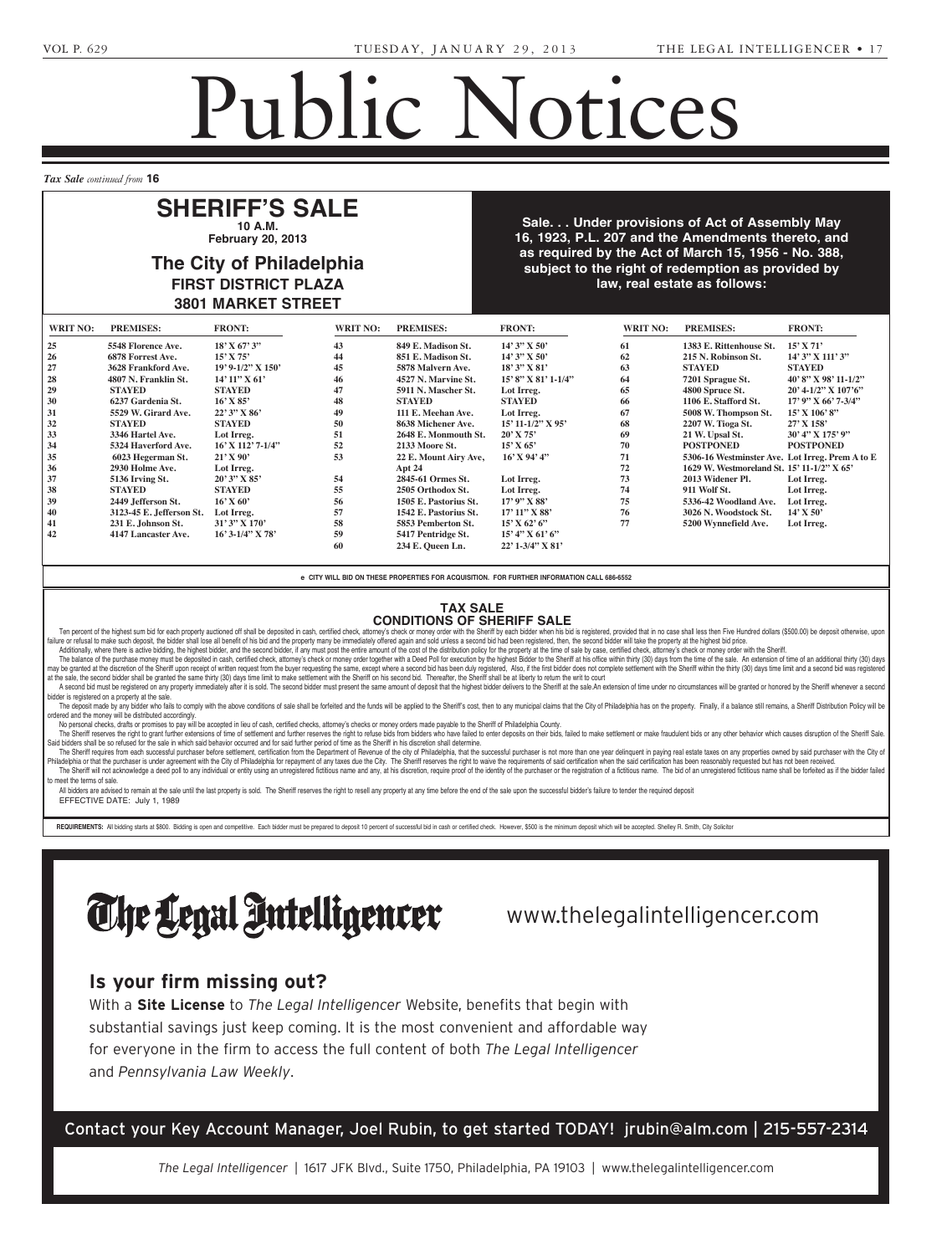# Public Notices

*Tax Sale continued from* **16**

## SHERIFF'S SALE

**10 A.M.**
**February 20, 2013**

**The City of Philadelphia**
**FIRST DISTRICT PLAZA**
**3801 MARKET STREET**

**Sale. . . Under provisions of Act of Assembly May 16, 1923, P.L. 207 and the Amendments thereto, and as required by the Act of March 15, 1956 - No. 388, subject to the right of redemption as provided by law, real estate as follows:**

| WRIT NO: | PREMISES: | FRONT: |
|---|---|---|
| 25 | 5548 Florence Ave. | 18' X 67' 3" |
| 26 | 6878 Forrest Ave. | 15' X 75' |
| 27 | 3628 Frankford Ave. | 19' 9-1/2" X 150' |
| 28 | 4807 N. Franklin St. | 14' 11" X 61' |
| 29 | STAYED | STAYED |
| 30 | 6237 Gardenia St. | 16' X 85' |
| 31 | 5529 W. Girard Ave. | 22' 3" X 86' |
| 32 | STAYED | STAYED |
| 33 | 3346 Hartel Ave. | Lot Irreg. |
| 34 | 5324 Haverford Ave. | 16' X 112' 7-1/4" |
| 35 | 6023 Hegerman St. | 21' X 90' |
| 36 | 2930 Holme Ave. | Lot Irreg. |
| 37 | 5136 Irving St. | 20' 3" X 85' |
| 38 | STAYED | STAYED |
| 39 | 2449 Jefferson St. | 16' X 60' |
| 40 | 3123-45 E. Jefferson St. | Lot Irreg. |
| 41 | 231 E. Johnson St. | 31' 3" X 170' |
| 42 | 4147 Lancaster Ave. | 16' 3-1/4" X 78' |
| 43 | 849 E. Madison St. | 14' 3" X 50' |
| 44 | 851 E. Madison St. | 14' 3" X 50' |
| 45 | 5878 Malvern Ave. | 18' 3" X 81' |
| 46 | 4527 N. Marvine St. | 15' 8" X 81' 1-1/4" |
| 47 | 5911 N. Mascher St. | Lot Irreg. |
| 48 | STAYED | STAYED |
| 49 | 111 E. Meehan Ave. | Lot Irreg. |
| 50 | 8638 Michener Ave. | 15' 11-1/2" X 95' |
| 51 | 2648 E. Monmouth St. | 20' X 75' |
| 52 | 2133 Moore St. | 15' X 65' |
| 53 | 22 E. Mount Airy Ave, Apt 24 | 16' X 94' 4" |
| 54 | 2845-61 Ormes St. | Lot Irreg. |
| 55 | 2505 Orthodox St. | Lot Irreg. |
| 56 | 1505 E. Pastorius St. | 17' 9" X 88' |
| 57 | 1542 E. Pastorius St. | 17' 11" X 88' |
| 58 | 5853 Pemberton St. | 15' X 62' 6" |
| 59 | 5417 Pentridge St. | 15' 4" X 61' 6" |
| 60 | 234 E. Queen Ln. | 22' 1-3/4" X 81' |
| 61 | 1383 E. Rittenhouse St. | 15' X 71' |
| 62 | 215 N. Robinson St. | 14' 3" X 111' 3" |
| 63 | STAYED | STAYED |
| 64 | 7201 Sprague St. | 40' 8" X 98' 11-1/2" |
| 65 | 4800 Spruce St. | 20' 4-1/2" X 107'6" |
| 66 | 1106 E. Stafford St. | 17' 9" X 66' 7-3/4" |
| 67 | 5008 W. Thompson St. | 15' X 106' 8" |
| 68 | 2207 W. Tioga St. | 27' X 158' |
| 69 | 21 W. Upsal St. | 30' 4" X 175' 9" |
| 70 | POSTPONED | POSTPONED |
| 71 | 5306-16 Westminster Ave. | Lot Irreg. Prem A to E |
| 72 | 1629 W. Westmoreland St. | 15' 11-1/2" X 65' |
| 73 | 2013 Widener Pl. | Lot Irreg. |
| 74 | 911 Wolf St. | Lot Irreg. |
| 75 | 5336-42 Woodland Ave. | Lot Irreg. |
| 76 | 3026 N. Woodstock St. | 14' X 50' |
| 77 | 5200 Wynnefield Ave. | Lot Irreg. |

**e CITY WILL BID ON THESE PROPERTIES FOR ACQUISITION. FOR FURTHER INFORMATION CALL 686-6552**

### TAX SALE CONDITIONS OF SHERIFF SALE

Ten percent of the highest sum bid for each property auctioned off shall be deposited in cash, certified check, attorney's check or money order with the Sheriff by each bidder when his bid is registered, provided that in no case shall less then Five Hundred dollars ($500.00) be deposit otherwise, upon failure or refusal to make such deposit, the bidder shall lose all benefit of his bid and the property may be immediately offered again and sold unless a second bid had been registered, then, the second bidder will take the property at the highest bid price.

Additionally, where there is active bidding, the highest bidder, and the second bidder, if any must post the entire amount of the cost of the distribution policy for the property at the time of sale by case, certified check, attorney's check or money order with the Sheriff.

The balance of the purchase money must be deposited in cash, certified check, attorney's check or money order together with a Deed Poll for execution by the highest Bidder to the Sheriff at his office within thirty (30) days from the time of the sale. An extension of time of an additional thirty (30) days may be granted at the discretion of the Sheriff upon receipt of written request from the buyer requesting the same, except where a second bid has been duly registered, Also, if the first bidder does not complete settlement with the Sheriff within the thirty (30) days time limit and a second bid was registered at the sale, the second bidder shall be granted the same thirty (30) days time limit to make settlement with the Sheriff on his second bid. Thereafter, the Sheriff shall be at liberty to return the writ to court

A second bid must be registered on any property immediately after it is sold. The second bidder must present the same amount of deposit that the highest bidder delivers to the Sheriff at the sale.An extension of time under no circumstances will be granted or honored by the Sheriff whenever a second bidder is registered on a property at the sale.

The deposit made by any bidder who fails to comply with the above conditions of sale shall be forfeited and the funds will be applied to the Sheriff's cost, then to any municipal claims that the City of Philadelphia has on the property. Finally, if a balance still remains, a Sheriff Distribution Policy will be ordered and the money will be distributed accordingly.

No personal checks, drafts or promises to pay will be accepted in lieu of cash, certified checks, attorney's checks or money orders made payable to the Sheriff of Philadelphia County.

The Sheriff reserves the right to grant further extensions of time of settlement and further reserves the right to refuse bids from bidders who have failed to enter deposits on their bids, failed to make settlement or make fraudulent bids or any other behavior which causes disruption of the Sheriff Sale. Said bidders shall be so refused for the sale in which said behavior occurred and for said further period of time as the Sheriff in his discretion shall determine.

The Sheriff requires from each successful purchaser before settlement, certification from the Department of Revenue of the city of Philadelphia, that the successful purchaser is not more than one year delinquent in paying real estate taxes on any properties owned by said purchaser with the City of Philadelphia or that the purchaser is under agreement with the City of Philadelphia for repayment of any taxes due the City. The Sheriff reserves the right to waive the requirements of said certification when the said certification has been reasonably requested but has not been received.

The Sheriff will not acknowledge a deed poll to any individual or entity using an unregistered fictitious name and any, at his discretion, require proof of the identity of the purchaser or the registration of a fictitious name. The bid of an unregistered fictitious name shall be forfeited as if the bidder failed to meet the terms of sale.

All bidders are advised to remain at the sale until the last property is sold. The Sheriff reserves the right to resell any property at any time before the end of the sale upon the successful bidder's failure to tender the required deposit

EFFECTIVE DATE: July 1, 1989

**REQUIREMENTS:** All bidding starts at $800. Bidding is open and competitive. Each bidder must be prepared to deposit 10 percent of successful bid in cash or certified check. However, $500 is the minimum deposit which will be accepted. Shelley R. Smith, City Solicitor

---

**The Legal Intelligencer** www.thelegalintelligencer.com

### Is your firm missing out?

With a **Site License** to *The Legal Intelligencer* Website, benefits that begin with substantial savings just keep coming. It is the most convenient and affordable way for everyone in the firm to access the full content of both *The Legal Intelligencer* and *Pennsylvania Law Weekly*.

Contact your Key Account Manager, Joel Rubin, to get started TODAY! jrubin@alm.com | 215-557-2314

*The Legal Intelligencer* | 1617 JFK Blvd., Suite 1750, Philadelphia, PA 19103 | www.thelegalintelligencer.com